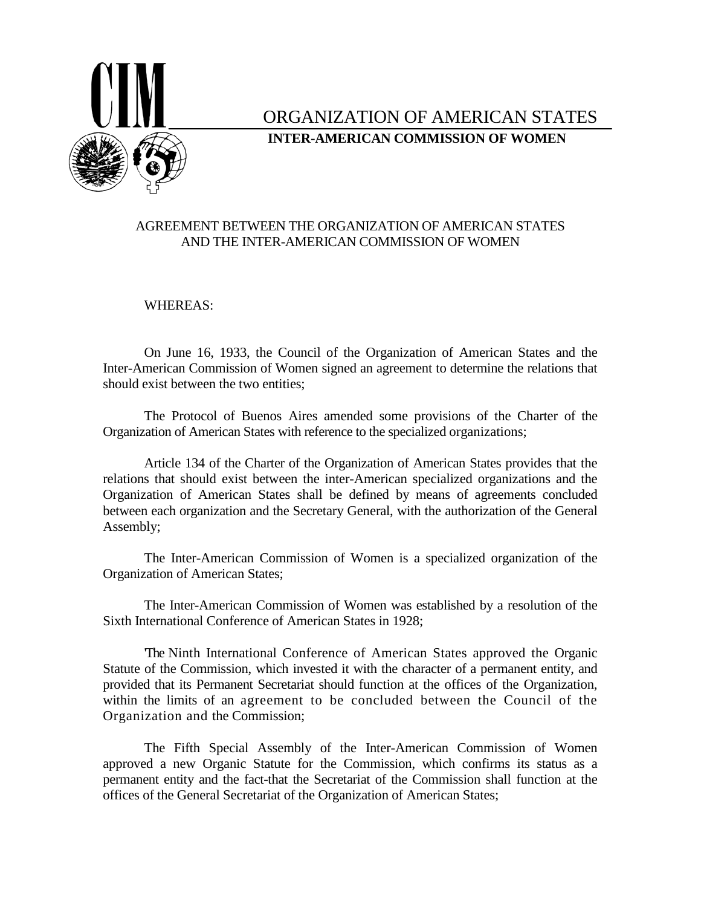# ORGANIZATION OF AMERICAN STATES

## INTER-AMERICAN COMMISSION OF WOMEN

### AGREEMENT BETWEEN THE ORGANIZATION OF AMERICAN STATES AND THE INTER-AMERICAN COMMISSION OF WOMEN

WHEREAS:

On June 16, 1933, the Council of the Organization of American States and the Inter-American Commission of Women signed an agreement to determine the relations that should exist between the two entities;

The Protocol of Buenos Aires amended some provisions of the Charter of the Organization of American States with reference to the specialized organizations;

Article 134 of the Charter of the Organization of American States provides that the relations that should exist between the inter-American specialized organizations and the Organization of American States shall be defined by means of agreements concluded between each organization and the Secretary General, with the authorization of the General Assembly;

The Inter-American Commission of Women is a specialized organization of the Organization of American States;

The Inter-American Commission of Women was established by a resolution of the Sixth International Conference of American States in 1928;

The Ninth International Conference of American States approved the Organic Statute of the Commission, which invested it with the character of a permanent entity, and provided that its Permanent Secretariat should function at the offices of the Organization, within the limits of an agreement to be concluded between the Council of the Organization and the Commission;

The Fifth Special Assembly of the Inter-American Commission of Women approved a new Organic Statute for the Commission, which confirms its status as a permanent entity and the fact-that the Secretariat of the Commission shall function at the offices of the General Secretariat of the Organization of American States;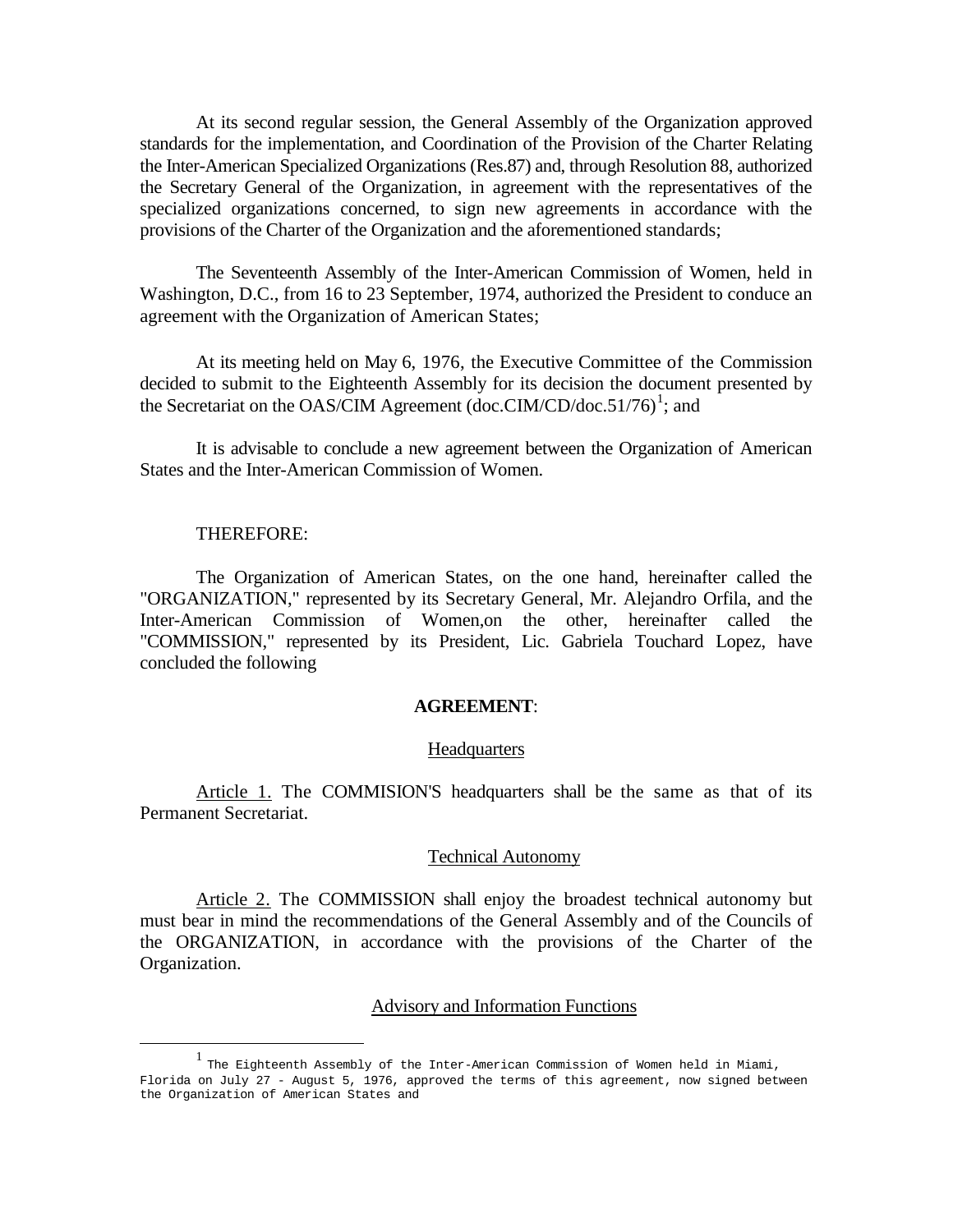At its second regular session, the General Assembly of the Organization approved standards for the implementation, and Coordination of the Provision of the Charter Relating the Inter-American Specialized Organizations (Res.87) and, through Resolution 88, authorized the Secretary General of the Organization, in agreement with the representatives of the specialized organizations concerned, to sign new agreements in accordance with the provisions of the Charter of the Organization and the aforementioned standards;

The Seventeenth Assembly of the Inter-American Commission of Women, held in Washington, D.C., from 16 to 23 September, 1974, authorized the President to conduce an agreement with the Organization of American States;

At its meeting held on May 6, 1976, the Executive Committee of the Commission decided to submit to the Eighteenth Assembly for its decision the document presented by the Secretariat on the OAS/CIM Agreement (doc.CIM/CD/doc.51/76)[1]; and

It is advisable to conclude a new agreement between the Organization of American States and the Inter-American Commission of Women.

THEREFORE:

The Organization of American States, on the one hand, hereinafter called the "ORGANIZATION," represented by its Secretary General, Mr. Alejandro Orfila, and the Inter-American Commission of Women,on the other, hereinafter called the "COMMISSION," represented by its President, Lic. Gabriela Touchard Lopez, have concluded the following

**AGREEMENT**:

Headquarters

Article 1. The COMMISION'S headquarters shall be the same as that of its Permanent Secretariat.

Technical Autonomy

Article 2. The COMMISSION shall enjoy the broadest technical autonomy but must bear in mind the recommendations of the General Assembly and of the Councils of the ORGANIZATION, in accordance with the provisions of the Charter of the Organization.

Advisory and Information Functions

---

[1] The Eighteenth Assembly of the Inter-American Commission of Women held in Miami, Florida on July 27 - August 5, 1976, approved the terms of this agreement, now signed between the Organization of American States and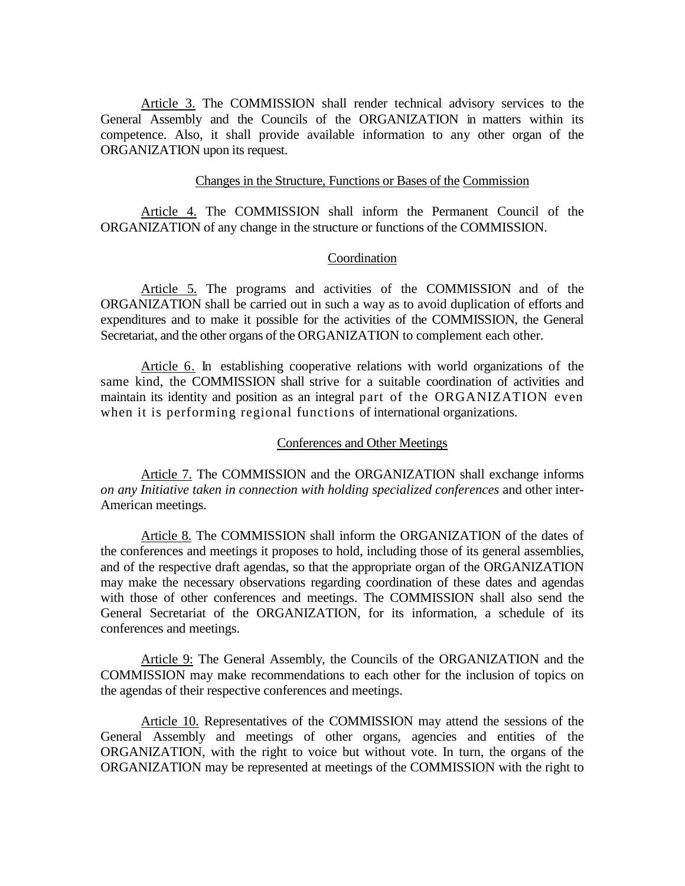Article 3. The COMMISSION shall render technical advisory services to the General Assembly and the Councils of the ORGANIZATION in matters within its competence. Also, it shall provide available information to any other organ of the ORGANIZATION upon its request.

Changes in the Structure, Functions or Bases of the Commission

Article 4. The COMMISSION shall inform the Permanent Council of the ORGANIZATION of any change in the structure or functions of the COMMISSION.

Coordination

Article 5. The programs and activities of the COMMISSION and of the ORGANIZATION shall be carried out in such a way as to avoid duplication of efforts and expenditures and to make it possible for the activities of the COMMISSION, the General Secretariat, and the other organs of the ORGANIZATION to complement each other.

Article 6. In establishing cooperative relations with world organizations of the same kind, the COMMISSION shall strive for a suitable coordination of activities and maintain its identity and position as an integral part of the ORGANIZATION even when it is performing regional functions of international organizations.

Conferences and Other Meetings

Article 7. The COMMISSION and the ORGANIZATION shall exchange informs *on any Initiative taken in connection with holding specialized conferences* and other inter-American meetings.

Article 8. The COMMISSION shall inform the ORGANIZATION of the dates of the conferences and meetings it proposes to hold, including those of its general assemblies, and of the respective draft agendas, so that the appropriate organ of the ORGANIZATION may make the necessary observations regarding coordination of these dates and agendas with those of other conferences and meetings. The COMMISSION shall also send the General Secretariat of the ORGANIZATION, for its information, a schedule of its conferences and meetings.

Article 9: The General Assembly, the Councils of the ORGANIZATION and the COMMISSION may make recommendations to each other for the inclusion of topics on the agendas of their respective conferences and meetings.

Article 10. Representatives of the COMMISSION may attend the sessions of the General Assembly and meetings of other organs, agencies and entities of the ORGANIZATION, with the right to voice but without vote. In turn, the organs of the ORGANIZATION may be represented at meetings of the COMMISSION with the right to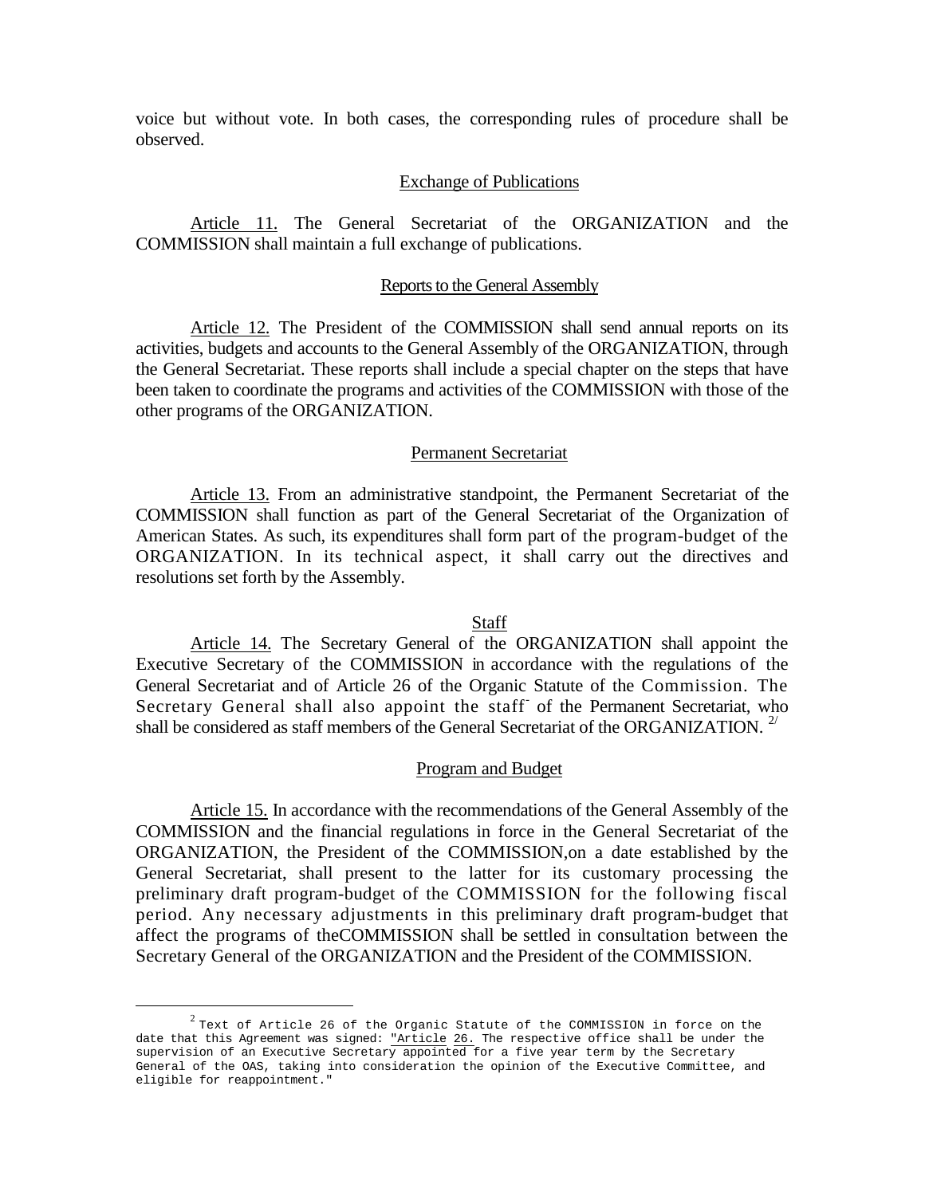voice but without vote. In both cases, the corresponding rules of procedure shall be observed.

## Exchange of Publications

Article 11. The General Secretariat of the ORGANIZATION and the COMMISSION shall maintain a full exchange of publications.

## Reports to the General Assembly

Article 12. The President of the COMMISSION shall send annual reports on its activities, budgets and accounts to the General Assembly of the ORGANIZATION, through the General Secretariat. These reports shall include a special chapter on the steps that have been taken to coordinate the programs and activities of the COMMISSION with those of the other programs of the ORGANIZATION.

## Permanent Secretariat

Article 13. From an administrative standpoint, the Permanent Secretariat of the COMMISSION shall function as part of the General Secretariat of the Organization of American States. As such, its expenditures shall form part of the program-budget of the ORGANIZATION. In its technical aspect, it shall carry out the directives and resolutions set forth by the Assembly.

## Staff

Article 14. The Secretary General of the ORGANIZATION shall appoint the Executive Secretary of the COMMISSION in accordance with the regulations of the General Secretariat and of Article 26 of the Organic Statute of the Commission. The Secretary General shall also appoint the staff of the Permanent Secretariat, who shall be considered as staff members of the General Secretariat of the ORGANIZATION. [2/]

## Program and Budget

Article 15. In accordance with the recommendations of the General Assembly of the COMMISSION and the financial regulations in force in the General Secretariat of the ORGANIZATION, the President of the COMMISSION,on a date established by the General Secretariat, shall present to the latter for its customary processing the preliminary draft program-budget of the COMMISSION for the following fiscal period. Any necessary adjustments in this preliminary draft program-budget that affect the programs of theCOMMISSION shall be settled in consultation between the Secretary General of the ORGANIZATION and the President of the COMMISSION.

---

[2] Text of Article 26 of the Organic Statute of the COMMISSION in force on the date that this Agreement was signed: "Article 26. The respective office shall be under the supervision of an Executive Secretary appointed for a five year term by the Secretary General of the OAS, taking into consideration the opinion of the Executive Committee, and eligible for reappointment."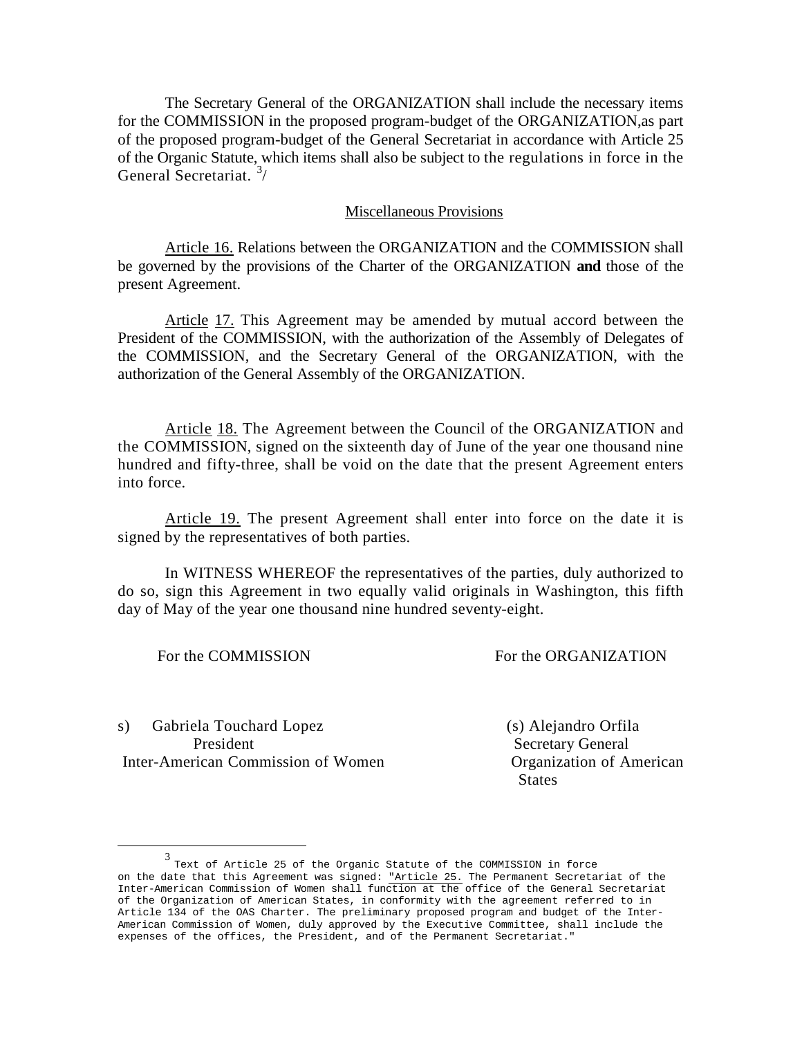The Secretary General of the ORGANIZATION shall include the necessary items for the COMMISSION in the proposed program-budget of the ORGANIZATION,as part of the proposed program-budget of the General Secretariat in accordance with Article 25 of the Organic Statute, which items shall also be subject to the regulations in force in the General Secretariat. [3]/

## Miscellaneous Provisions

Article 16. Relations between the ORGANIZATION and the COMMISSION shall be governed by the provisions of the Charter of the ORGANIZATION **and** those of the present Agreement.

Article 17. This Agreement may be amended by mutual accord between the President of the COMMISSION, with the authorization of the Assembly of Delegates of the COMMISSION, and the Secretary General of the ORGANIZATION, with the authorization of the General Assembly of the ORGANIZATION.

Article 18. The Agreement between the Council of the ORGANIZATION and the COMMISSION, signed on the sixteenth day of June of the year one thousand nine hundred and fifty-three, shall be void on the date that the present Agreement enters into force.

Article 19. The present Agreement shall enter into force on the date it is signed by the representatives of both parties.

In WITNESS WHEREOF the representatives of the parties, duly authorized to do so, sign this Agreement in two equally valid originals in Washington, this fifth day of May of the year one thousand nine hundred seventy-eight.

For the COMMISSION

s) Gabriela Touchard Lopez
President
Inter-American Commission of Women

For the ORGANIZATION

(s) Alejandro Orfila
Secretary General
Organization of American States

[3] Text of Article 25 of the Organic Statute of the COMMISSION in force on the date that this Agreement was signed: "Article 25. The Permanent Secretariat of the Inter-American Commission of Women shall function at the office of the General Secretariat of the Organization of American States, in conformity with the agreement referred to in Article 134 of the OAS Charter. The preliminary proposed program and budget of the Inter-American Commission of Women, duly approved by the Executive Committee, shall include the expenses of the offices, the President, and of the Permanent Secretariat."